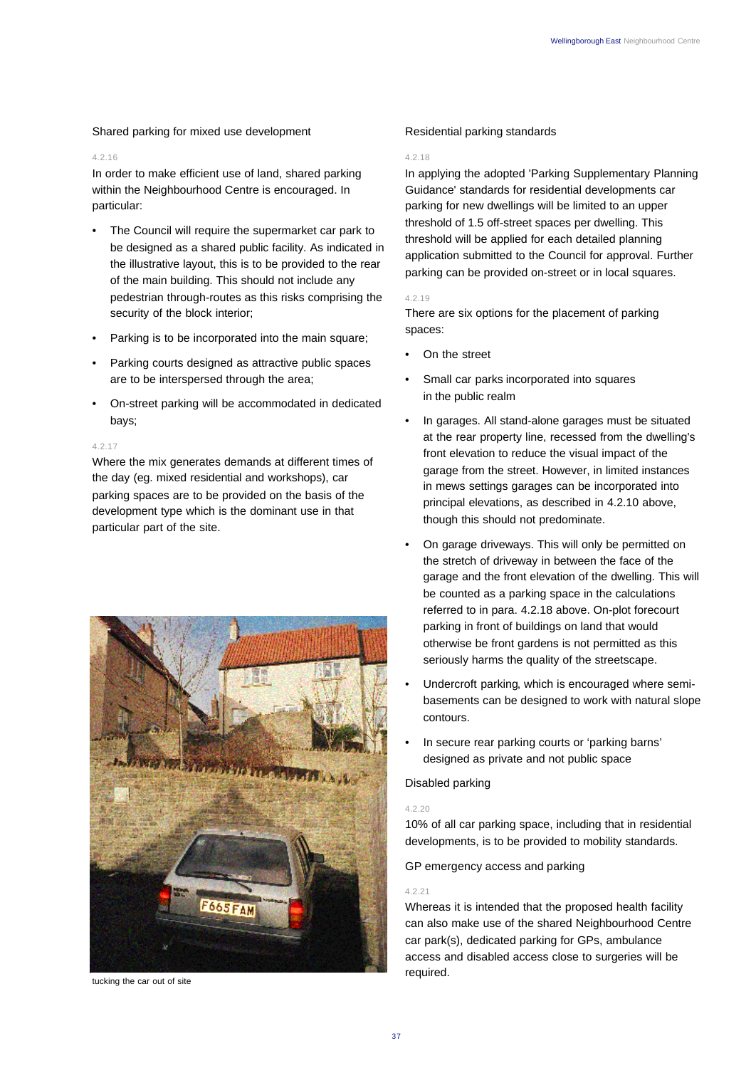### Shared parking for mixed use development

4.2.16

In order to make efficient use of land, shared parking within the Neighbourhood Centre is encouraged. In particular:

- The Council will require the supermarket car park to be designed as a shared public facility. As indicated in the illustrative layout, this is to be provided to the rear of the main building. This should not include any pedestrian through-routes as this risks comprising the security of the block interior;
- Parking is to be incorporated into the main square;
- Parking courts designed as attractive public spaces are to be interspersed through the area;
- On-street parking will be accommodated in dedicated bays;

4.2.17

Where the mix generates demands at different times of the day (eg. mixed residential and workshops), car parking spaces are to be provided on the basis of the development type which is the dominant use in that particular part of the site.

tucking the car out of site

### Residential parking standards

4.2.18

In applying the adopted 'Parking Supplementary Planning Guidance' standards for residential developments car parking for new dwellings will be limited to an upper threshold of 1.5 off-street spaces per dwelling. This threshold will be applied for each detailed planning application submitted to the Council for approval. Further parking can be provided on-street or in local squares.

4.2.19

There are six options for the placement of parking spaces:

- On the street
- Small car parks incorporated into squares in the public realm
- In garages. All stand-alone garages must be situated at the rear property line, recessed from the dwelling's front elevation to reduce the visual impact of the garage from the street. However, in limited instances in mews settings garages can be incorporated into principal elevations, as described in 4.2.10 above, though this should not predominate.
- On garage driveways. This will only be permitted on the stretch of driveway in between the face of the garage and the front elevation of the dwelling. This will be counted as a parking space in the calculations referred to in para. 4.2.18 above. On-plot forecourt parking in front of buildings on land that would otherwise be front gardens is not permitted as this seriously harms the quality of the streetscape.
- Undercroft parking, which is encouraged where semi-basements can be designed to work with natural slope contours.
- In secure rear parking courts or 'parking barns' designed as private and not public space

### Disabled parking

4.2.20

10% of all car parking space, including that in residential developments, is to be provided to mobility standards.

### GP emergency access and parking

4.2.21

Whereas it is intended that the proposed health facility can also make use of the shared Neighbourhood Centre car park(s), dedicated parking for GPs, ambulance access and disabled access close to surgeries will be required.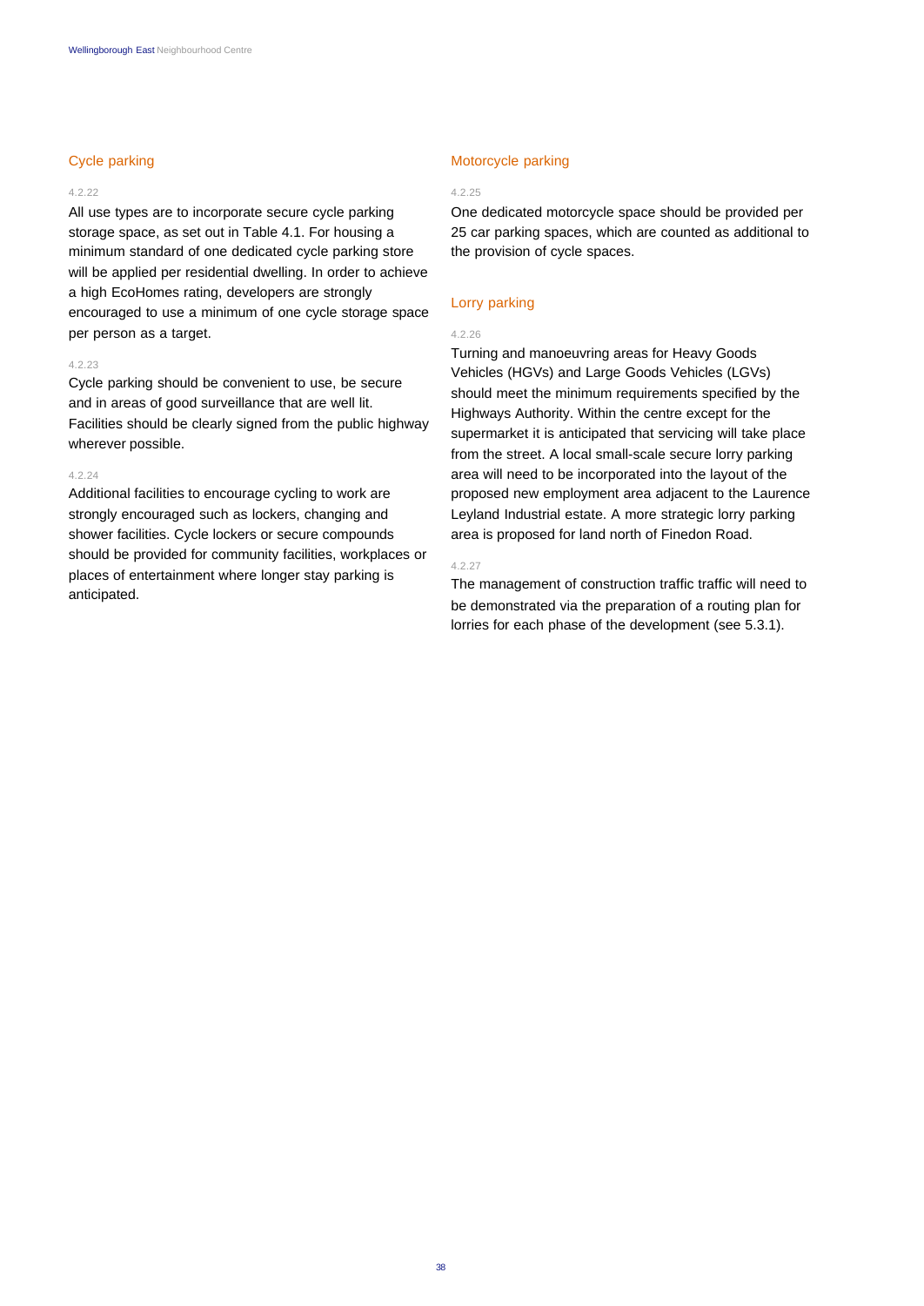## Cycle parking

4.2.22

All use types are to incorporate secure cycle parking storage space, as set out in Table 4.1. For housing a minimum standard of one dedicated cycle parking store will be applied per residential dwelling. In order to achieve a high EcoHomes rating, developers are strongly encouraged to use a minimum of one cycle storage space per person as a target.

4.2.23

Cycle parking should be convenient to use, be secure and in areas of good surveillance that are well lit. Facilities should be clearly signed from the public highway wherever possible.

4.2.24

Additional facilities to encourage cycling to work are strongly encouraged such as lockers, changing and shower facilities. Cycle lockers or secure compounds should be provided for community facilities, workplaces or places of entertainment where longer stay parking is anticipated.

## Motorcycle parking

4.2.25

One dedicated motorcycle space should be provided per 25 car parking spaces, which are counted as additional to the provision of cycle spaces.

## Lorry parking

4.2.26

Turning and manoeuvring areas for Heavy Goods Vehicles (HGVs) and Large Goods Vehicles (LGVs) should meet the minimum requirements specified by the Highways Authority. Within the centre except for the supermarket it is anticipated that servicing will take place from the street. A local small-scale secure lorry parking area will need to be incorporated into the layout of the proposed new employment area adjacent to the Laurence Leyland Industrial estate. A more strategic lorry parking area is proposed for land north of Finedon Road.

4.2.27

The management of construction traffic traffic will need to be demonstrated via the preparation of a routing plan for lorries for each phase of the development (see 5.3.1).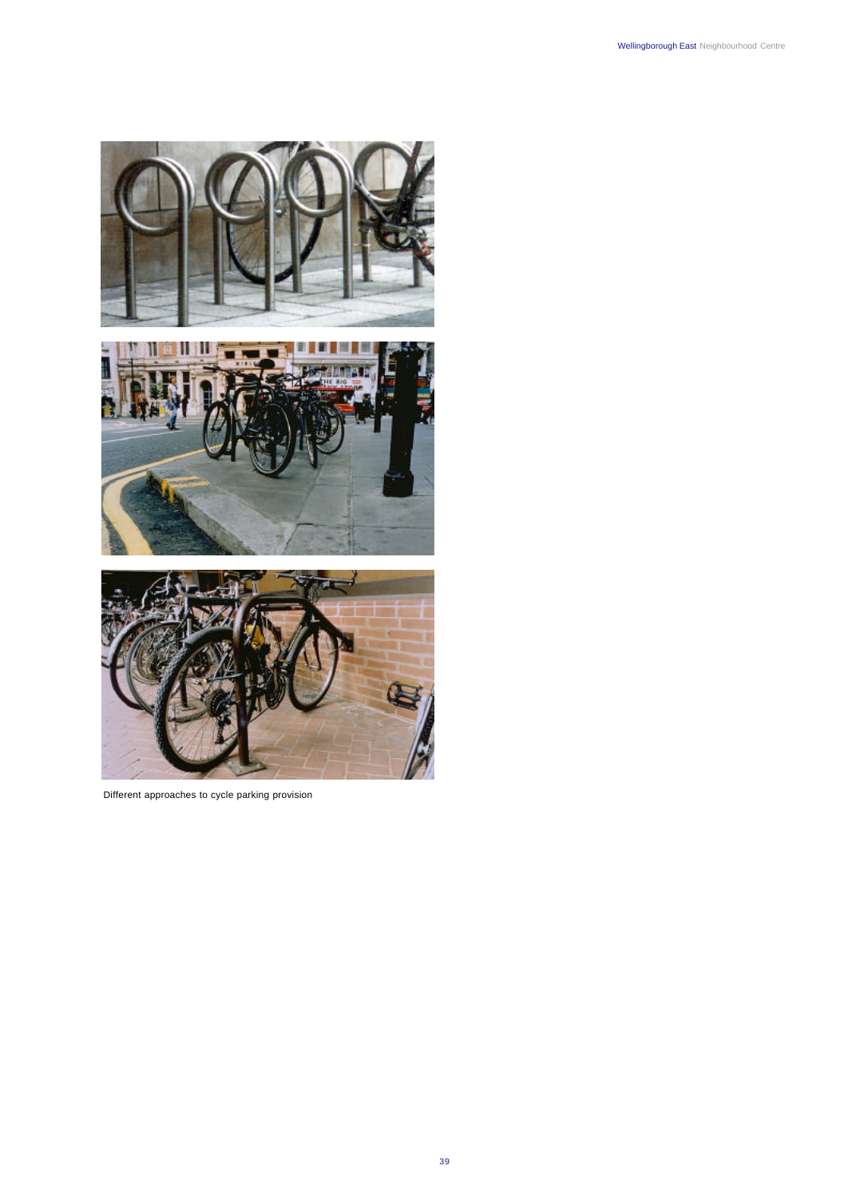Different approaches to cycle parking provision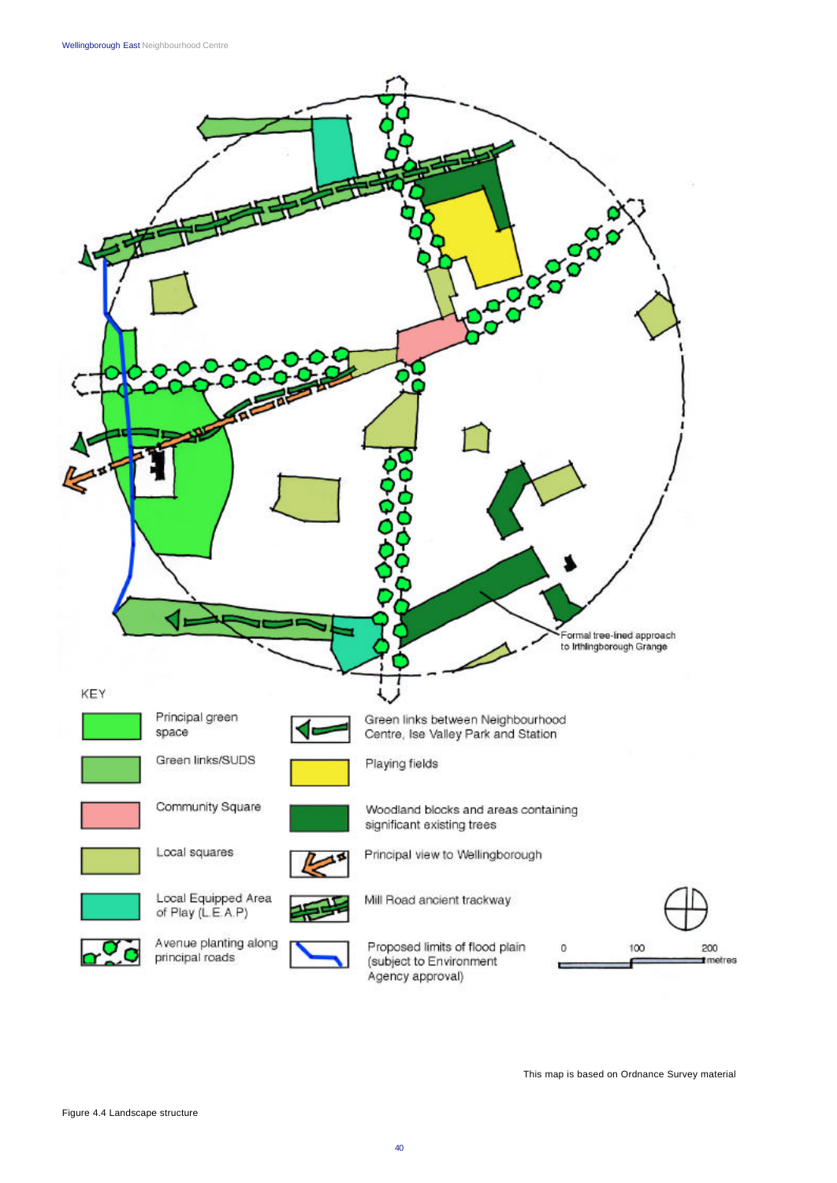Formal tree-lined approach to Irthlingborough Grange

KEY

- Principal green space
- Green links/SUDS
- Community Square
- Local squares
- Local Equipped Area of Play (L.E.A.P)
- Avenue planting along principal roads
- Green links between Neighbourhood Centre, Ise Valley Park and Station
- Playing fields
- Woodland blocks and areas containing significant existing trees
- Principal view to Wellingborough
- Mill Road ancient trackway
- Proposed limits of flood plain (subject to Environment Agency approval)

0 100 200 metres

This map is based on Ordnance Survey material

Figure 4.4 Landscape structure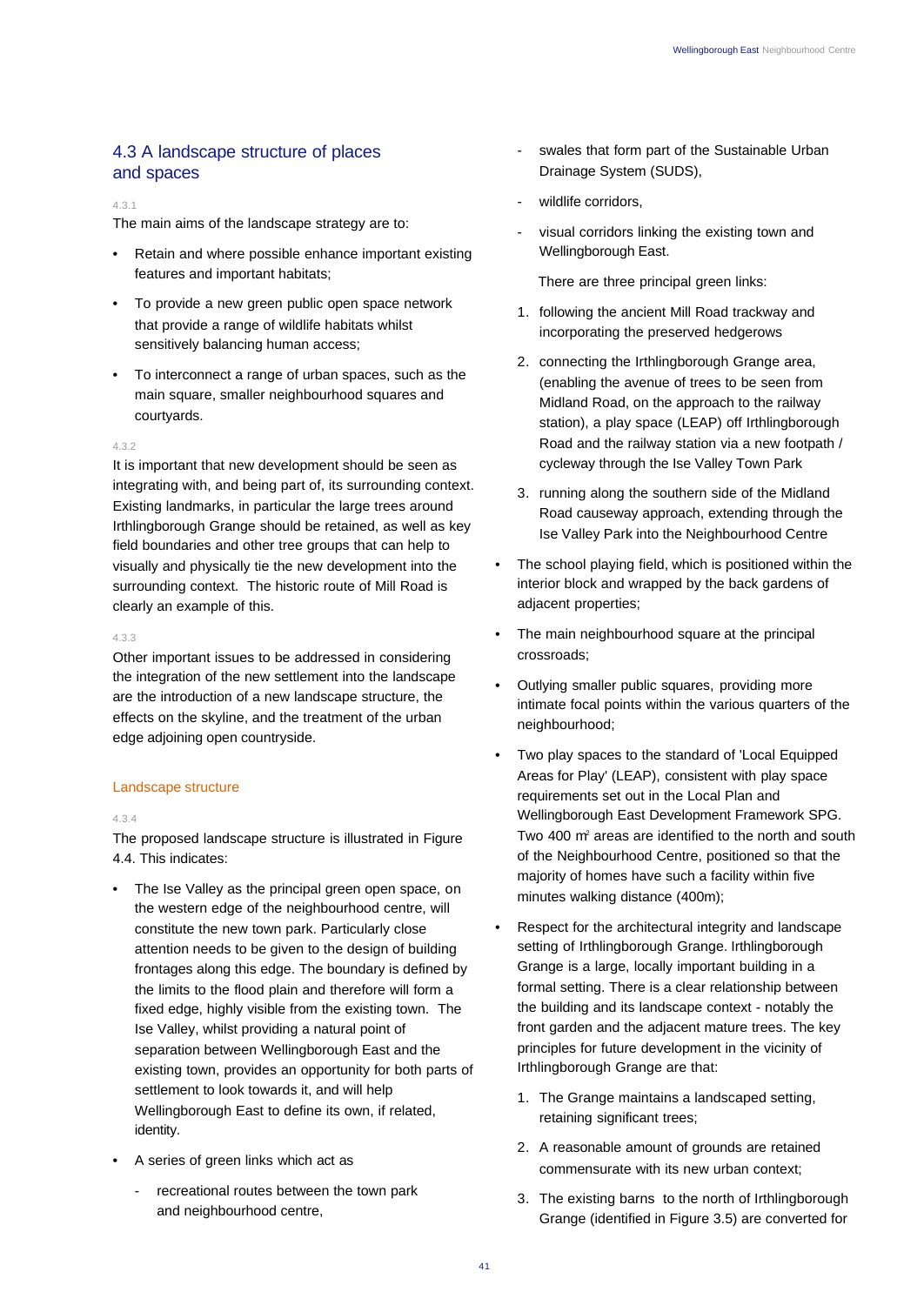## 4.3 A landscape structure of places and spaces

4.3.1

The main aims of the landscape strategy are to:

- Retain and where possible enhance important existing features and important habitats;
- To provide a new green public open space network that provide a range of wildlife habitats whilst sensitively balancing human access;
- To interconnect a range of urban spaces, such as the main square, smaller neighbourhood squares and courtyards.

4.3.2

It is important that new development should be seen as integrating with, and being part of, its surrounding context. Existing landmarks, in particular the large trees around Irthlingborough Grange should be retained, as well as key field boundaries and other tree groups that can help to visually and physically tie the new development into the surrounding context. The historic route of Mill Road is clearly an example of this.

4.3.3

Other important issues to be addressed in considering the integration of the new settlement into the landscape are the introduction of a new landscape structure, the effects on the skyline, and the treatment of the urban edge adjoining open countryside.

### Landscape structure

4.3.4

The proposed landscape structure is illustrated in Figure 4.4. This indicates:

- The Ise Valley as the principal green open space, on the western edge of the neighbourhood centre, will constitute the new town park. Particularly close attention needs to be given to the design of building frontages along this edge. The boundary is defined by the limits to the flood plain and therefore will form a fixed edge, highly visible from the existing town. The Ise Valley, whilst providing a natural point of separation between Wellingborough East and the existing town, provides an opportunity for both parts of settlement to look towards it, and will help Wellingborough East to define its own, if related, identity.
- A series of green links which act as
  - recreational routes between the town park and neighbourhood centre,
  - swales that form part of the Sustainable Urban Drainage System (SUDS),
  - wildlife corridors,
  - visual corridors linking the existing town and Wellingborough East.

  There are three principal green links:

  1. following the ancient Mill Road trackway and incorporating the preserved hedgerows
  2. connecting the Irthlingborough Grange area, (enabling the avenue of trees to be seen from Midland Road, on the approach to the railway station), a play space (LEAP) off Irthlingborough Road and the railway station via a new footpath / cycleway through the Ise Valley Town Park
  3. running along the southern side of the Midland Road causeway approach, extending through the Ise Valley Park into the Neighbourhood Centre
- The school playing field, which is positioned within the interior block and wrapped by the back gardens of adjacent properties;
- The main neighbourhood square at the principal crossroads;
- Outlying smaller public squares, providing more intimate focal points within the various quarters of the neighbourhood;
- Two play spaces to the standard of 'Local Equipped Areas for Play' (LEAP), consistent with play space requirements set out in the Local Plan and Wellingborough East Development Framework SPG. Two 400 m$^2$ areas are identified to the north and south of the Neighbourhood Centre, positioned so that the majority of homes have such a facility within five minutes walking distance (400m);
- Respect for the architectural integrity and landscape setting of Irthlingborough Grange. Irthlingborough Grange is a large, locally important building in a formal setting. There is a clear relationship between the building and its landscape context - notably the front garden and the adjacent mature trees. The key principles for future development in the vicinity of Irthlingborough Grange are that:
  1. The Grange maintains a landscaped setting, retaining significant trees;
  2. A reasonable amount of grounds are retained commensurate with its new urban context;
  3. The existing barns to the north of Irthlingborough Grange (identified in Figure 3.5) are converted for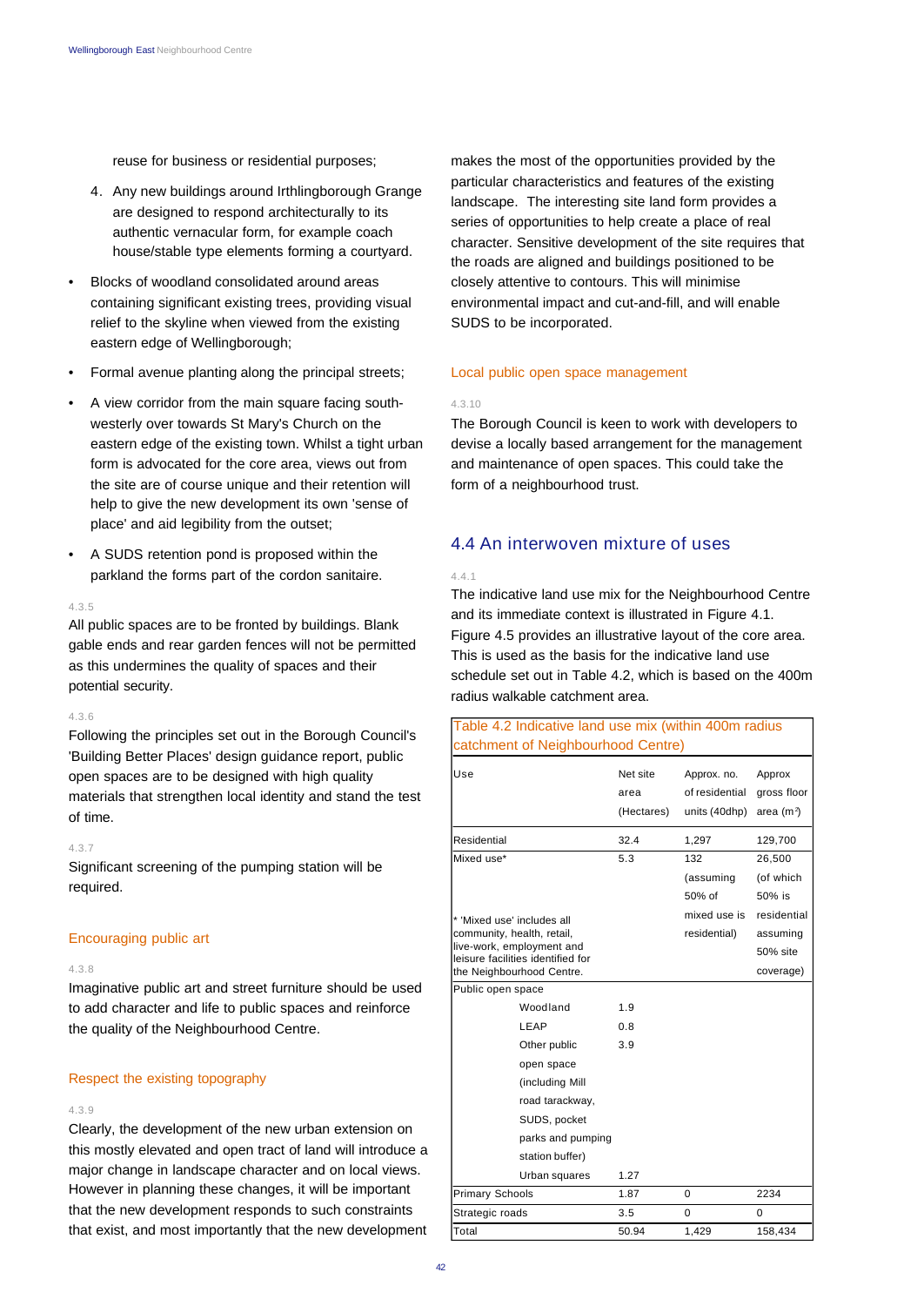reuse for business or residential purposes;

4. Any new buildings around Irthlingborough Grange are designed to respond architecturally to its authentic vernacular form, for example coach house/stable type elements forming a courtyard.

- Blocks of woodland consolidated around areas containing significant existing trees, providing visual relief to the skyline when viewed from the existing eastern edge of Wellingborough;
- Formal avenue planting along the principal streets;
- A view corridor from the main square facing south-westerly over towards St Mary's Church on the eastern edge of the existing town. Whilst a tight urban form is advocated for the core area, views out from the site are of course unique and their retention will help to give the new development its own 'sense of place' and aid legibility from the outset;
- A SUDS retention pond is proposed within the parkland the forms part of the cordon sanitaire.

4.3.5

All public spaces are to be fronted by buildings. Blank gable ends and rear garden fences will not be permitted as this undermines the quality of spaces and their potential security.

4.3.6

Following the principles set out in the Borough Council's 'Building Better Places' design guidance report, public open spaces are to be designed with high quality materials that strengthen local identity and stand the test of time.

4.3.7

Significant screening of the pumping station will be required.

### Encouraging public art

4.3.8

Imaginative public art and street furniture should be used to add character and life to public spaces and reinforce the quality of the Neighbourhood Centre.

### Respect the existing topography

4.3.9

Clearly, the development of the new urban extension on this mostly elevated and open tract of land will introduce a major change in landscape character and on local views. However in planning these changes, it will be important that the new development responds to such constraints that exist, and most importantly that the new development makes the most of the opportunities provided by the particular characteristics and features of the existing landscape. The interesting site land form provides a series of opportunities to help create a place of real character. Sensitive development of the site requires that the roads are aligned and buildings positioned to be closely attentive to contours. This will minimise environmental impact and cut-and-fill, and will enable SUDS to be incorporated.

### Local public open space management

4.3.10

The Borough Council is keen to work with developers to devise a locally based arrangement for the management and maintenance of open spaces. This could take the form of a neighbourhood trust.

## 4.4 An interwoven mixture of uses

4.4.1

The indicative land use mix for the Neighbourhood Centre and its immediate context is illustrated in Figure 4.1. Figure 4.5 provides an illustrative layout of the core area. This is used as the basis for the indicative land use schedule set out in Table 4.2, which is based on the 400m radius walkable catchment area.

Table 4.2 Indicative land use mix (within 400m radius catchment of Neighbourhood Centre)

| Use | | Net site area (Hectares) | Approx. no. of residential units (40dhp) | Approx gross floor area (m²) |
|---|---|---|---|---|
| Residential | | 32.4 | 1,297 | 129,700 |
| Mixed use* | | 5.3 | 132 (assuming 50% of mixed use is residential) | 26,500 (of which 50% is residential assuming 50% site coverage) |
| * 'Mixed use' includes all community, health, retail, live-work, employment and leisure facilities identified for the Neighbourhood Centre. | | | | |
| Public open space | | | | |
| | Woodland | 1.9 | | |
| | LEAP | 0.8 | | |
| | Other public open space (including Mill road tarackway, SUDS, pocket parks and pumping station buffer) | 3.9 | | |
| | Urban squares | 1.27 | | |
| Primary Schools | | 1.87 | 0 | 2234 |
| Strategic roads | | 3.5 | 0 | 0 |
| Total | | 50.94 | 1,429 | 158,434 |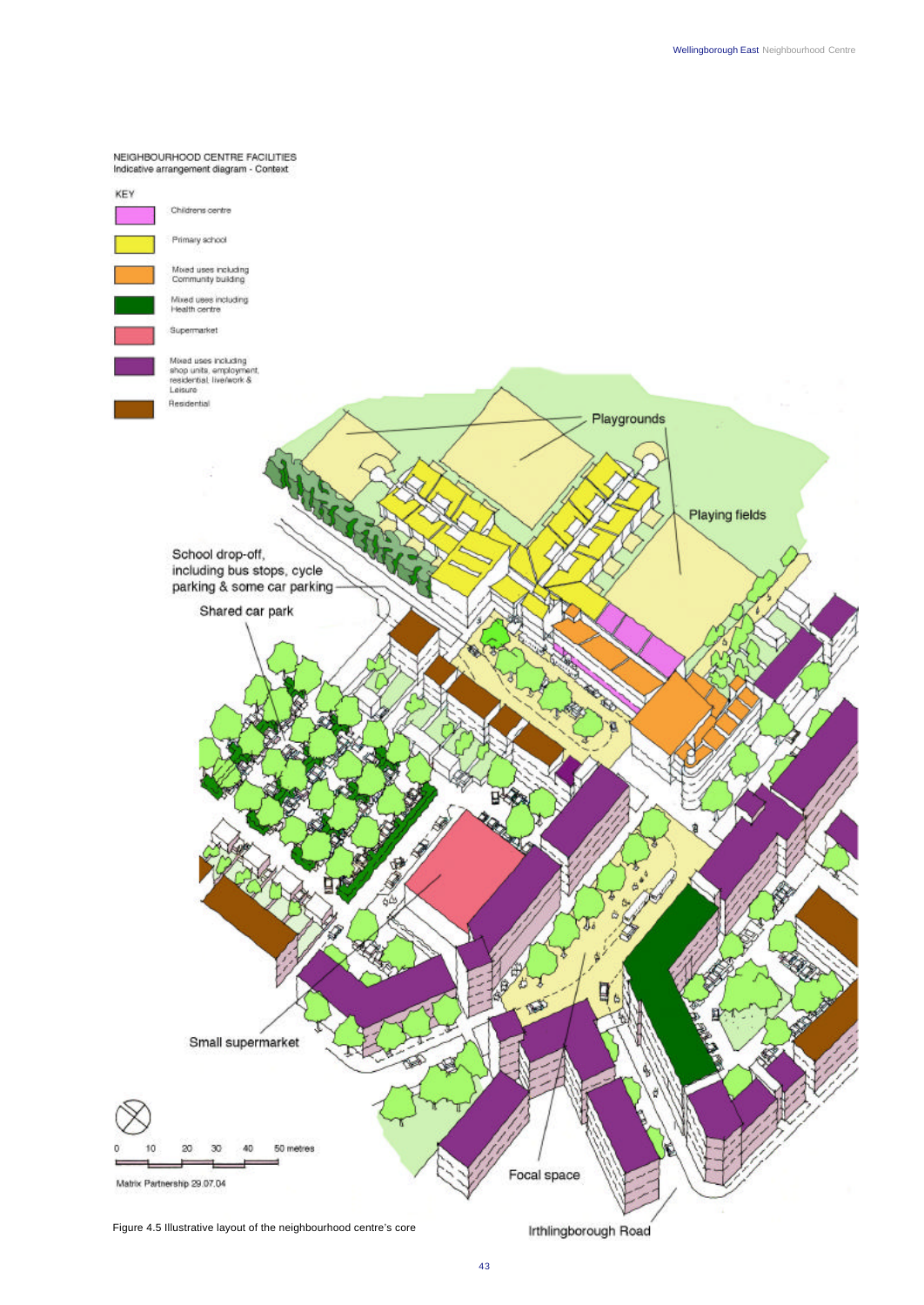NEIGHBOURHOOD CENTRE FACILITIES
Indicative arrangement diagram - Context

KEY

- Childrens centre
- Primary school
- Mixed uses including Community building
- Mixed uses including Health centre
- Supermarket
- Mixed uses including shop units, employment, residential, live/work & Leisure
- Residential

Playgrounds

Playing fields

School drop-off, including bus stops, cycle parking & some car parking

Shared car park

Small supermarket

Focal space

Irthlingborough Road

0 10 20 30 40 50 metres

Matrix Partnership 29.07.04

Figure 4.5 Illustrative layout of the neighbourhood centre's core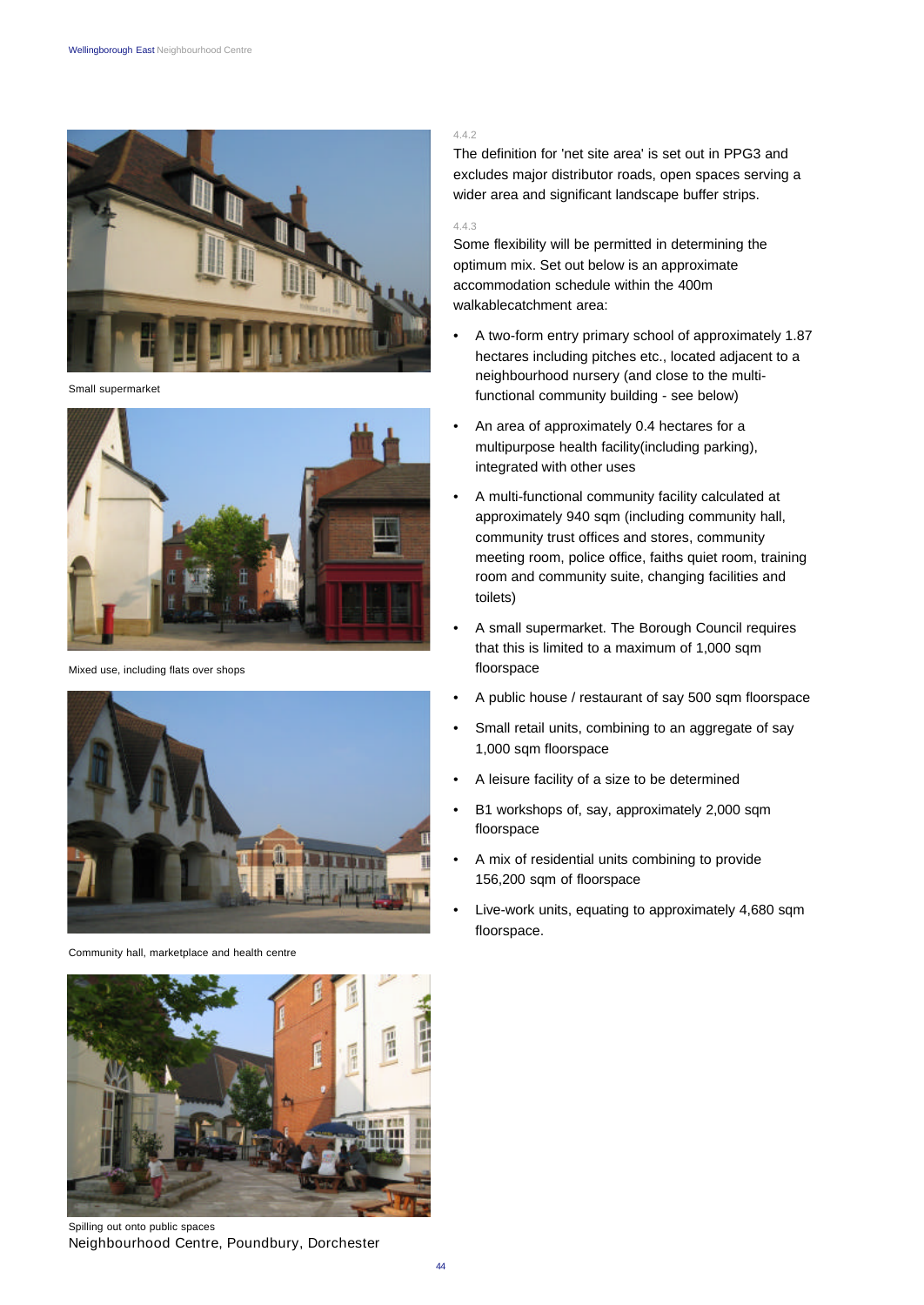Small supermarket

Mixed use, including flats over shops

Community hall, marketplace and health centre

Spilling out onto public spaces

Neighbourhood Centre, Poundbury, Dorchester

4.4.2

The definition for 'net site area' is set out in PPG3 and excludes major distributor roads, open spaces serving a wider area and significant landscape buffer strips.

4.4.3

Some flexibility will be permitted in determining the optimum mix. Set out below is an approximate accommodation schedule within the 400m walkablecatchment area:

- A two-form entry primary school of approximately 1.87 hectares including pitches etc., located adjacent to a neighbourhood nursery (and close to the multi-functional community building - see below)
- An area of approximately 0.4 hectares for a multipurpose health facility(including parking), integrated with other uses
- A multi-functional community facility calculated at approximately 940 sqm (including community hall, community trust offices and stores, community meeting room, police office, faiths quiet room, training room and community suite, changing facilities and toilets)
- A small supermarket. The Borough Council requires that this is limited to a maximum of 1,000 sqm floorspace
- A public house / restaurant of say 500 sqm floorspace
- Small retail units, combining to an aggregate of say 1,000 sqm floorspace
- A leisure facility of a size to be determined
- B1 workshops of, say, approximately 2,000 sqm floorspace
- A mix of residential units combining to provide 156,200 sqm of floorspace
- Live-work units, equating to approximately 4,680 sqm floorspace.